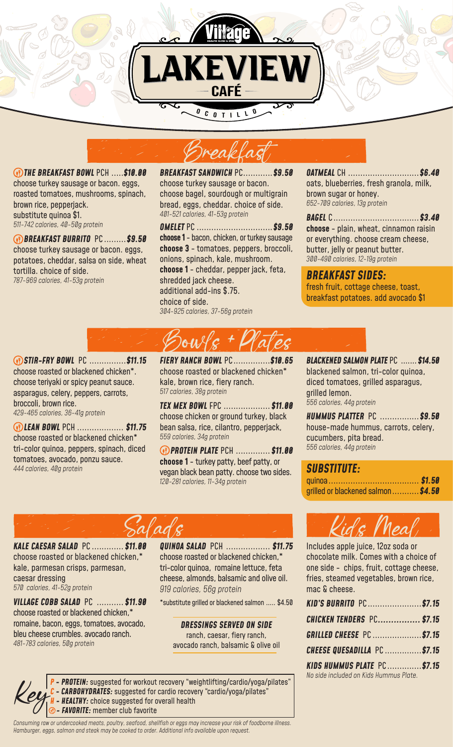# Village

# LAKEVIEW

## CAFÉ

OCOTILLO

## Breakfast

**THE BREAKFAST BOWL** PCH .....**$10.00**
choose turkey sausage or bacon. eggs, roasted tomatoes, mushrooms, spinach, brown rice, pepperjack.
substitute quinoa $1.
*511-742 calories, 40-50g protein*

**BREAKFAST BURRITO** PC .........**$9.50**
choose turkey sausage or bacon. eggs, potatoes, cheddar, salsa on side, wheat tortilla. choice of side.
*787-969 calories, 41-53g protein*

**BREAKFAST SANDWICH** PC............**$9.50**
choose turkey sausage or bacon.
choose bagel, sourdough or multigrain bread, eggs, cheddar. choice of side.
*401-521 calories, 41-53g protein*

**OMELET** PC ...............................**$9.50**
**choose 1** - bacon, chicken, or turkey sausage
**choose 3** - tomatoes, peppers, broccoli, onions, spinach, kale, mushroom.
**choose 1** - cheddar, pepper jack, feta, shredded jack cheese.
additional add-ins $.75.
choice of side.
*304-925 calories, 37-56g protein*

**OATMEAL** CH .............................**$6.40**
oats, blueberries, fresh granola, milk, brown sugar or honey.
*652-709 calories, 13g protein*

**BAGEL** C...................................**$3.40**
**choose** - plain, wheat, cinnamon raisin or everything. choose cream cheese, butter, jelly or peanut butter.
*300-490 calories, 12-19g protein*

### BREAKFAST SIDES:
fresh fruit, cottage cheese, toast, breakfast potatoes. add avocado $1

## Bowls + Plates

**STIR-FRY BOWL** PC ...............**$11.15**
choose roasted or blackened chicken*.
choose teriyaki or spicy peanut sauce.
asparagus, celery, peppers, carrots, broccoli, brown rice.
*429-465 calories, 36-41g protein*

**LEAN BOWL** PCH ................... **$11.75**
choose roasted or blackened chicken*
tri-color quinoa, peppers, spinach, diced tomatoes, avocado, ponzu sauce.
*444 calories, 40g protein*

**FIERY RANCH BOWL** PC...............**$10.65**
choose roasted or blackened chicken*
kale, brown rice, fiery ranch.
*517 calories, 38g protein*

**TEX MEX BOWL** FPC ................... **$11.00**
choose chicken or ground turkey, black bean salsa, rice, cilantro, pepperjack,
*559 calories, 34g protein*

**PROTEIN PLATE** PCH .............. **$11.00**
**choose 1** - turkey patty, beef patty, or vegan black bean patty. choose two sides.
*120-281 calories, 11-34g protein*

**BLACKENED SALMON PLATE** PC ....... **$14.50**
blackened salmon, tri-color quinoa, diced tomatoes, grilled asparagus, grilled lemon.
*556 calories, 44g protein*

**HUMMUS PLATTER** PC ................**$9.50**
house-made hummus, carrots, celery, cucumbers, pita bread.
*556 calories, 44g protein*

### SUBSTITUTE:
quinoa..................................... **$1.50**
grilled or blackened salmon...........**$4.50**

## Salads

**KALE CAESAR SALAD** PC ............. **$11.00**
choose roasted or blackened chicken,*
kale, parmesan crisps, parmesan, caesar dressing
*570 calories, 41-52g protein*

**VILLAGE COBB SALAD** PC ........... **$11.90**
choose roasted or blackened chicken,*
romaine, bacon, eggs, tomatoes, avocado, bleu cheese crumbles. avocado ranch.
*481-783 calories, 50g protein*

**QUINOA SALAD** PCH .................. **$11.75**
choose roasted or blackened chicken,*
tri-color quinoa, romaine lettuce, feta cheese, almonds, balsamic and olive oil.
*919 calories, 56g protein*

*substitute grilled or blackened salmon ..... $4.50

**DRESSINGS SERVED ON SIDE**
ranch, caesar, fiery ranch, avocado ranch, balsamic & olive oil

## Kids Meal

Includes apple juice, 12oz soda or chocolate milk. Comes with a choice of one side - chips, fruit, cottage cheese, fries, steamed vegetables, brown rice, mac & cheese.

**KID'S BURRITO** PC......................**$7.15**

**CHICKEN TENDERS** PC................ **$7.15**

**GRILLED CHEESE** PC ....................**$7.15**

**CHEESE QUESADILLA** PC ...............**$7.15**

**KIDS HUMMUS PLATE** PC..............**$7.15**
*No side included on Kids Hummus Plate.*

## Key

- **P - PROTEIN:** suggested for workout recovery "weightlifting/cardio/yoga/pilates"
- **C - CARBOHYDRATES:** suggested for cardio recovery "cardio/yoga/pilates"
- **H - HEALTHY:** choice suggested for overall health
- **FAVORITE:** member club favorite

*Consuming raw or undercooked meats, poultry, seafood, shellfish or eggs may increase your risk of foodborne illness. Hamburger, eggs, salmon and steak may be cooked to order. Additional info available upon request.*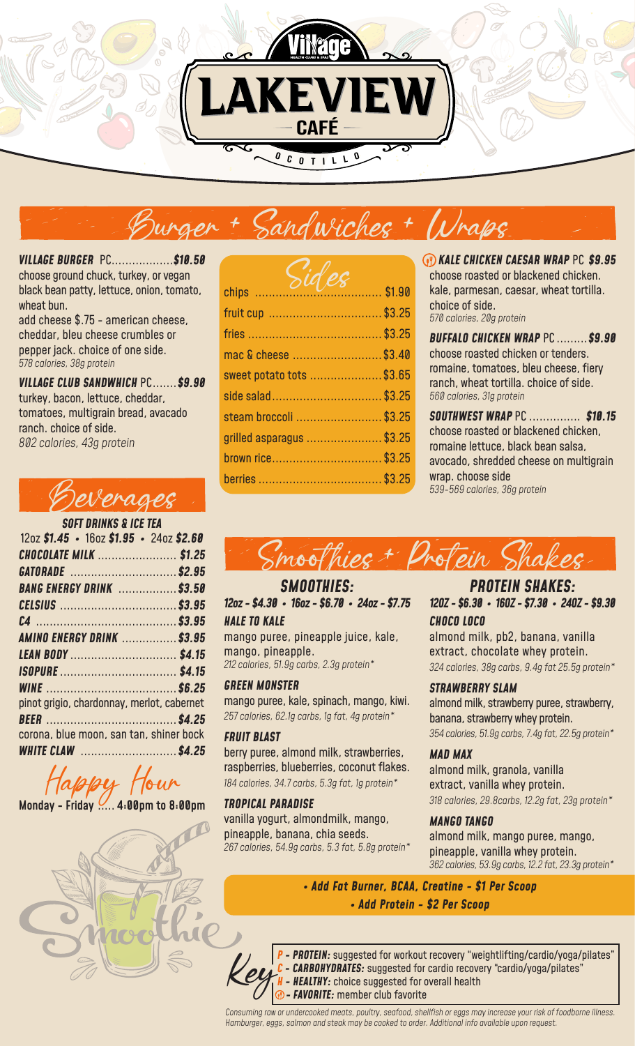# Village

# LAKEVIEW CAFÉ

OCOTILLO

## Burger + Sandwiches + Wraps

***VILLAGE BURGER*** PC.................. ***$10.50***
choose ground chuck, turkey, or vegan black bean patty, lettuce, onion, tomato, wheat bun.
add cheese $.75 - american cheese, cheddar, bleu cheese crumbles or pepper jack. choice of one side.
*578 calories, 38g protein*

***VILLAGE CLUB SANDWHICH*** PC....... ***$9.90***
turkey, bacon, lettuce, cheddar, tomatoes, multigrain bread, avacado ranch. choice of side.
*802 calories, 43g protein*

### Sides

| | |
|---|---|
| chips | $1.90 |
| fruit cup | $3.25 |
| fries | $3.25 |
| mac & cheese | $3.40 |
| sweet potato tots | $3.65 |
| side salad | $3.25 |
| steam broccoli | $3.25 |
| grilled asparagus | $3.25 |
| brown rice | $3.25 |
| berries | $3.25 |

***KALE CHICKEN CAESAR WRAP*** PC ***$9.95***
choose roasted or blackened chicken. kale, parmesan, caesar, wheat tortilla. choice of side.
*570 calories, 20g protein*

***BUFFALO CHICKEN WRAP*** PC......... ***$9.90***
choose roasted chicken or tenders. romaine, tomatoes, bleu cheese, fiery ranch, wheat tortilla. choice of side.
*560 calories, 31g protein*

***SOUTHWEST WRAP*** PC ............... ***$10.15***
choose roasted or blackened chicken, romaine lettuce, black bean salsa, avocado, shredded cheese on multigrain wrap. choose side
*539-569 calories, 36g protein*

## Beverages

***SOFT DRINKS & ICE TEA***
12oz ***$1.45*** • 16oz ***$1.95*** • 24oz ***$2.60***

| | |
|---|---|
| ***CHOCOLATE MILK*** | ***$1.25*** |
| ***GATORADE*** | ***$2.95*** |
| ***BANG ENERGY DRINK*** | ***$3.50*** |
| ***CELSIUS*** | ***$3.95*** |
| ***C4*** | ***$3.95*** |
| ***AMINO ENERGY DRINK*** | ***$3.95*** |
| ***LEAN BODY*** | ***$4.15*** |
| ***ISOPURE*** | ***$4.15*** |
| ***WINE*** | ***$6.25*** |
| pinot grigio, chardonnay, merlot, cabernet | |
| ***BEER*** | ***$4.25*** |
| corona, blue moon, san tan, shiner bock | |
| ***WHITE CLAW*** | ***$4.25*** |

### Happy Hour

**Monday - Friday ..... 4:00pm to 8:00pm**

## Smoothies + Protein Shakes

### SMOOTHIES:

*12oz - $4.30 • 16oz - $6.70 • 24oz - $7.75*

***HALE TO KALE***
mango puree, pineapple juice, kale, mango, pineapple.
*212 calories, 51.9g carbs, 2.3g protein\**

***GREEN MONSTER***
mango puree, kale, spinach, mango, kiwi.
*257 calories, 62.1g carbs, 1g fat, 4g protein\**

***FRUIT BLAST***
berry puree, almond milk, strawberries, raspberries, blueberries, coconut flakes.
*184 calories, 34.7 carbs, 5.3g fat, 1g protein\**

***TROPICAL PARADISE***
vanilla yogurt, almondmilk, mango, pineapple, banana, chia seeds.
*267 calories, 54.9g carbs, 5.3 fat, 5.8g protein\**

### PROTEIN SHAKES:

*12OZ - $6.30 • 16OZ - $7.30 • 24OZ - $9.30*

***CHOCO LOCO***
almond milk, pb2, banana, vanilla extract, chocolate whey protein.
*324 calories, 38g carbs, 9.4g fat 25.5g protein\**

***STRAWBERRY SLAM***
almond milk, strawberry puree, strawberry, banana, strawberry whey protein.
*354 calories, 51.9g carbs, 7.4g fat, 22.5g protein\**

***MAD MAX***
almond milk, granola, vanilla extract, vanilla whey protein.
*318 calories, 29.8carbs, 12.2g fat, 23g protein\**

***MANGO TANGO***
almond milk, mango puree, mango, pineapple, vanilla whey protein.
*362 calories, 53.9g carbs, 12.2 fat, 23.3g protein\**

***• Add Fat Burner, BCAA, Creatine - $1 Per Scoop***
***• Add Protein - $2 Per Scoop***

### Key

***P - PROTEIN:*** suggested for workout recovery "weightlifting/cardio/yoga/pilates"
***C - CARBOHYDRATES:*** suggested for cardio recovery "cardio/yoga/pilates"
***H - HEALTHY:*** choice suggested for overall health
***- FAVORITE:*** member club favorite

*Consuming raw or undercooked meats, poultry, seafood, shellfish or eggs may increase your risk of foodborne illness. Hamburger, eggs, salmon and steak may be cooked to order. Additional info available upon request.*